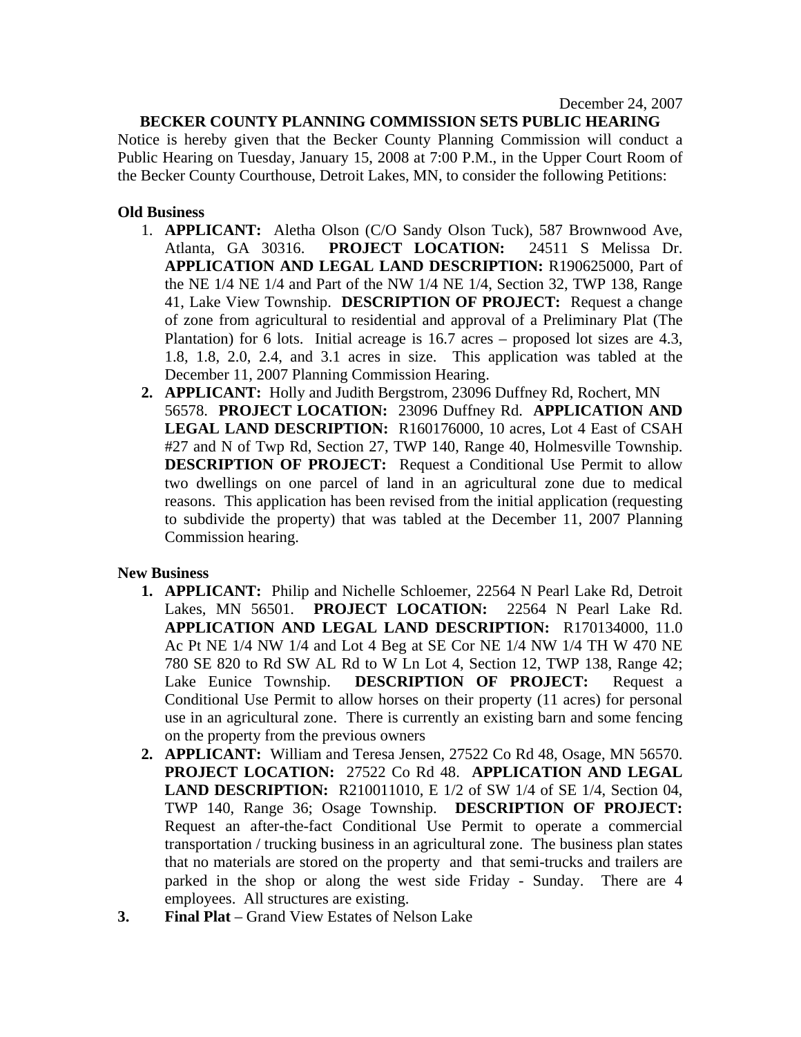December 24, 2007

**BECKER COUNTY PLANNING COMMISSION SETS PUBLIC HEARING**

Notice is hereby given that the Becker County Planning Commission will conduct a Public Hearing on Tuesday, January 15, 2008 at 7:00 P.M., in the Upper Court Room of the Becker County Courthouse, Detroit Lakes, MN, to consider the following Petitions:

**Old Business**

1. **APPLICANT:** Aletha Olson (C/O Sandy Olson Tuck), 587 Brownwood Ave, Atlanta, GA 30316. **PROJECT LOCATION:** 24511 S Melissa Dr. **APPLICATION AND LEGAL LAND DESCRIPTION:** R190625000, Part of the NE 1/4 NE 1/4 and Part of the NW 1/4 NE 1/4, Section 32, TWP 138, Range 41, Lake View Township. **DESCRIPTION OF PROJECT:** Request a change of zone from agricultural to residential and approval of a Preliminary Plat (The Plantation) for 6 lots. Initial acreage is 16.7 acres – proposed lot sizes are 4.3, 1.8, 1.8, 2.0, 2.4, and 3.1 acres in size. This application was tabled at the December 11, 2007 Planning Commission Hearing.
2. **APPLICANT:** Holly and Judith Bergstrom, 23096 Duffney Rd, Rochert, MN 56578. **PROJECT LOCATION:** 23096 Duffney Rd. **APPLICATION AND LEGAL LAND DESCRIPTION:** R160176000, 10 acres, Lot 4 East of CSAH #27 and N of Twp Rd, Section 27, TWP 140, Range 40, Holmesville Township. **DESCRIPTION OF PROJECT:** Request a Conditional Use Permit to allow two dwellings on one parcel of land in an agricultural zone due to medical reasons. This application has been revised from the initial application (requesting to subdivide the property) that was tabled at the December 11, 2007 Planning Commission hearing.

**New Business**

1. **APPLICANT:** Philip and Nichelle Schloemer, 22564 N Pearl Lake Rd, Detroit Lakes, MN 56501. **PROJECT LOCATION:** 22564 N Pearl Lake Rd. **APPLICATION AND LEGAL LAND DESCRIPTION:** R170134000, 11.0 Ac Pt NE 1/4 NW 1/4 and Lot 4 Beg at SE Cor NE 1/4 NW 1/4 TH W 470 NE 780 SE 820 to Rd SW AL Rd to W Ln Lot 4, Section 12, TWP 138, Range 42; Lake Eunice Township. **DESCRIPTION OF PROJECT:** Request a Conditional Use Permit to allow horses on their property (11 acres) for personal use in an agricultural zone. There is currently an existing barn and some fencing on the property from the previous owners
2. **APPLICANT:** William and Teresa Jensen, 27522 Co Rd 48, Osage, MN 56570. **PROJECT LOCATION:** 27522 Co Rd 48. **APPLICATION AND LEGAL LAND DESCRIPTION:** R210011010, E 1/2 of SW 1/4 of SE 1/4, Section 04, TWP 140, Range 36; Osage Township. **DESCRIPTION OF PROJECT:** Request an after-the-fact Conditional Use Permit to operate a commercial transportation / trucking business in an agricultural zone. The business plan states that no materials are stored on the property and that semi-trucks and trailers are parked in the shop or along the west side Friday - Sunday. There are 4 employees. All structures are existing.
3. **Final Plat** – Grand View Estates of Nelson Lake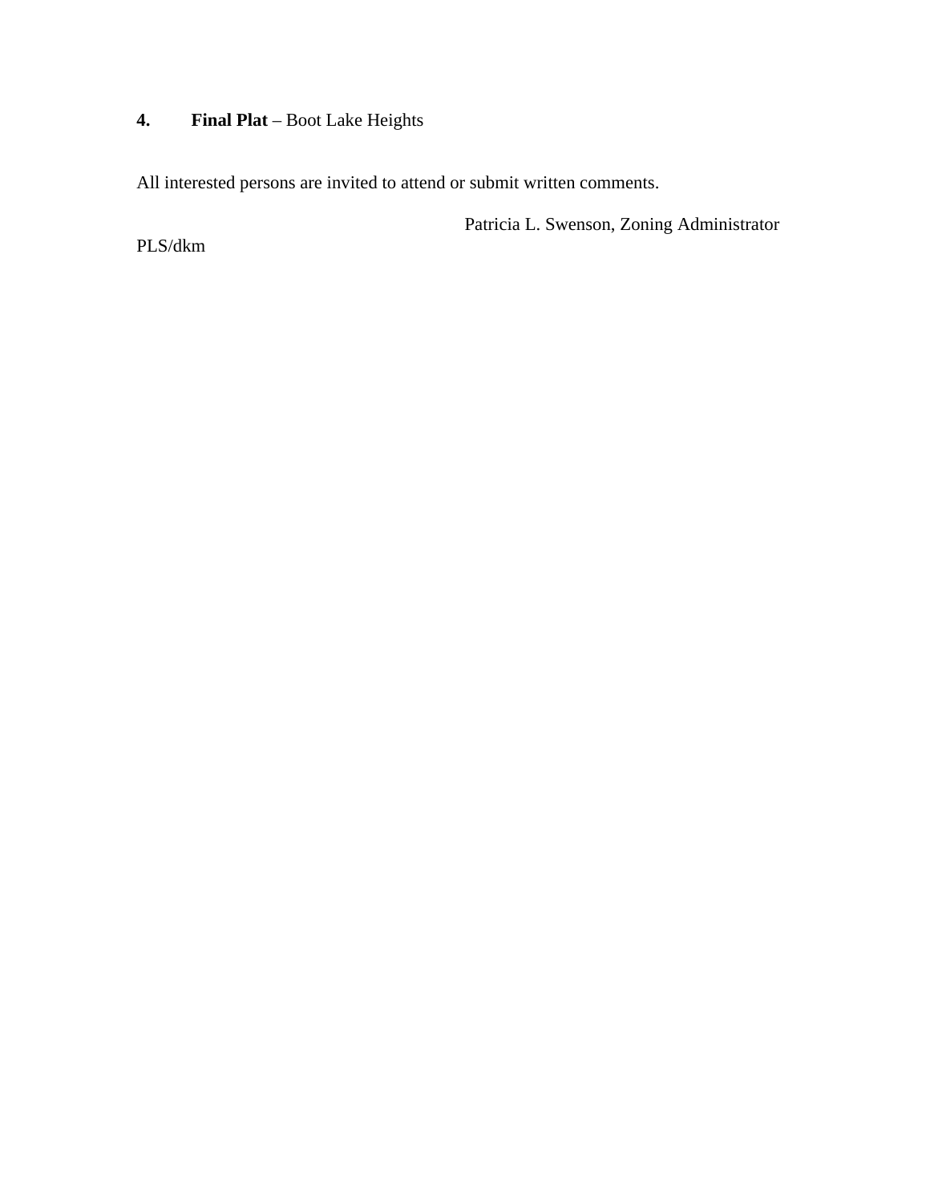4. **Final Plat** – Boot Lake Heights

All interested persons are invited to attend or submit written comments.

Patricia L. Swenson, Zoning Administrator

PLS/dkm